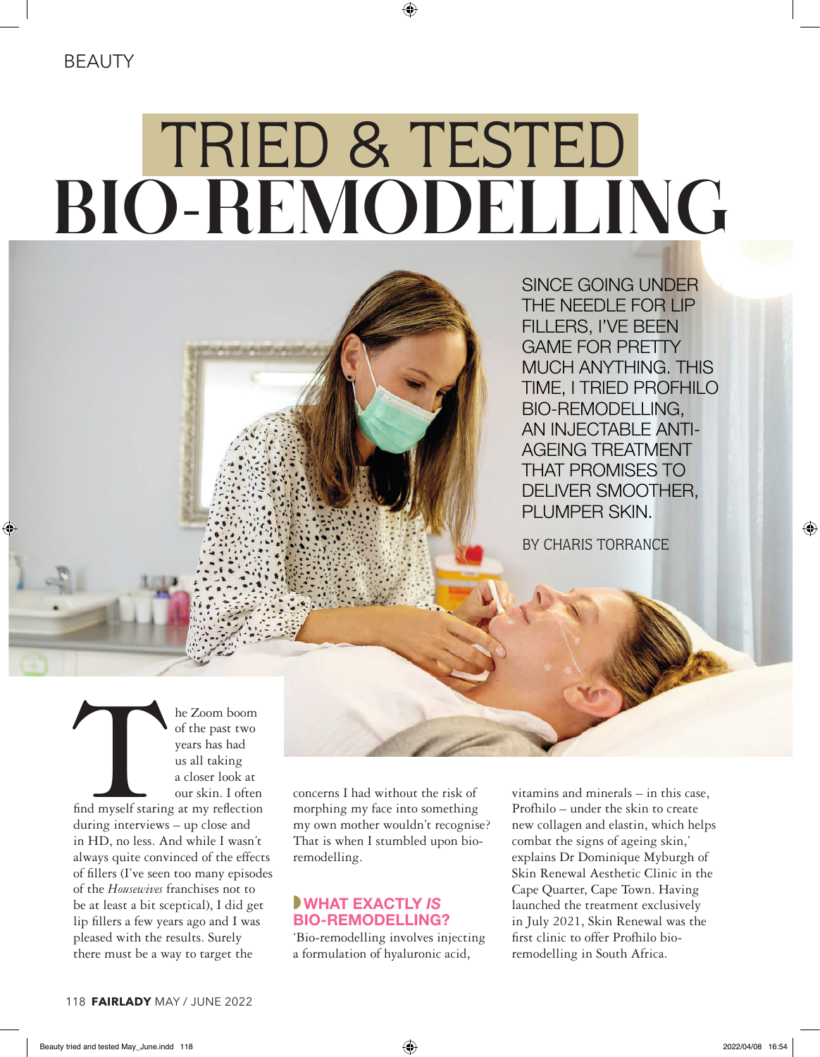# TRIED & TESTED BIO-REMODELLING

SINCE GOING UNDER THE NEEDLE FOR LIP FILLERS, I'VE BEEN GAME FOR PRETTY MUCH ANYTHING. THIS TIME, I TRIED PROFHILO BIO-REMODELLING, AN INJECTABLE ANTI-AGEING TREATMENT THAT PROMISES TO DELIVER SMOOTHER, PLUMPER SKIN.

BY CHARIS TORRANCE

The Zoom boom of the past two years has had us all taking a closer look at our skin. I often find myself staring at my reflection during interviews – up close and in HD, no less. And while I wasn't always quite convinced of the effects of fillers (I've seen too many episodes of the *Housewives* franchises not to be at least a bit sceptical), I did get lip fillers a few years ago and I was pleased with the results. Surely there must be a way to target the concerns I had without the risk of morphing my face into something my own mother wouldn't recognise? That is when I stumbled upon bio-remodelling.

## WHAT EXACTLY *IS* BIO-REMODELLING?

'Bio-remodelling involves injecting a formulation of hyaluronic acid, vitamins and minerals – in this case, Profhilo – under the skin to create new collagen and elastin, which helps combat the signs of ageing skin,' explains Dr Dominique Myburgh of Skin Renewal Aesthetic Clinic in the Cape Quarter, Cape Town. Having launched the treatment exclusively in July 2021, Skin Renewal was the first clinic to offer Profhilo bio-remodelling in South Africa.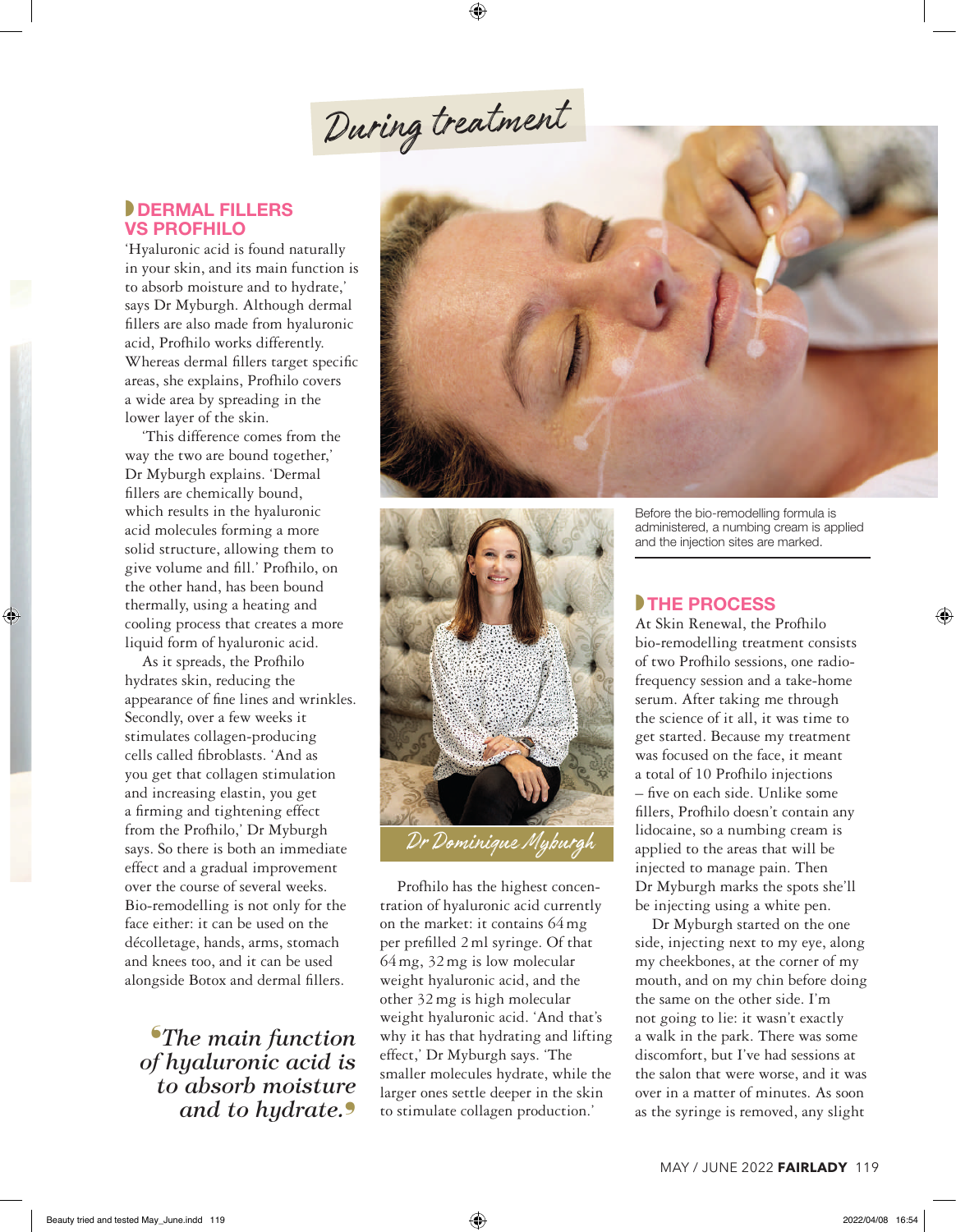## During treatment

### DERMAL FILLERS VS PROFHILO

'Hyaluronic acid is found naturally in your skin, and its main function is to absorb moisture and to hydrate,' says Dr Myburgh. Although dermal fillers are also made from hyaluronic acid, Profhilo works differently. Whereas dermal fillers target specific areas, she explains, Profhilo covers a wide area by spreading in the lower layer of the skin.

'This difference comes from the way the two are bound together,' Dr Myburgh explains. 'Dermal fillers are chemically bound, which results in the hyaluronic acid molecules forming a more solid structure, allowing them to give volume and fill.' Profhilo, on the other hand, has been bound thermally, using a heating and cooling process that creates a more liquid form of hyaluronic acid.

As it spreads, the Profhilo hydrates skin, reducing the appearance of fine lines and wrinkles. Secondly, over a few weeks it stimulates collagen-producing cells called fibroblasts. 'And as you get that collagen stimulation and increasing elastin, you get a firming and tightening effect from the Profhilo,' Dr Myburgh says. So there is both an immediate effect and a gradual improvement over the course of several weeks. Bio-remodelling is not only for the face either: it can be used on the décolletage, hands, arms, stomach and knees too, and it can be used alongside Botox and dermal fillers.

*'The main function of hyaluronic acid is to absorb moisture and to hydrate.'*

Dr Dominique Myburgh

Profhilo has the highest concentration of hyaluronic acid currently on the market: it contains 64 mg per prefilled 2 ml syringe. Of that 64 mg, 32 mg is low molecular weight hyaluronic acid, and the other 32 mg is high molecular weight hyaluronic acid. 'And that's why it has that hydrating and lifting effect,' Dr Myburgh says. 'The smaller molecules hydrate, while the larger ones settle deeper in the skin to stimulate collagen production.'

Before the bio-remodelling formula is administered, a numbing cream is applied and the injection sites are marked.

### THE PROCESS

At Skin Renewal, the Profhilo bio-remodelling treatment consists of two Profhilo sessions, one radio-frequency session and a take-home serum. After taking me through the science of it all, it was time to get started. Because my treatment was focused on the face, it meant a total of 10 Profhilo injections – five on each side. Unlike some fillers, Profhilo doesn't contain any lidocaine, so a numbing cream is applied to the areas that will be injected to manage pain. Then Dr Myburgh marks the spots she'll be injecting using a white pen.

Dr Myburgh started on the one side, injecting next to my eye, along my cheekbones, at the corner of my mouth, and on my chin before doing the same on the other side. I'm not going to lie: it wasn't exactly a walk in the park. There was some discomfort, but I've had sessions at the salon that were worse, and it was over in a matter of minutes. As soon as the syringe is removed, any slight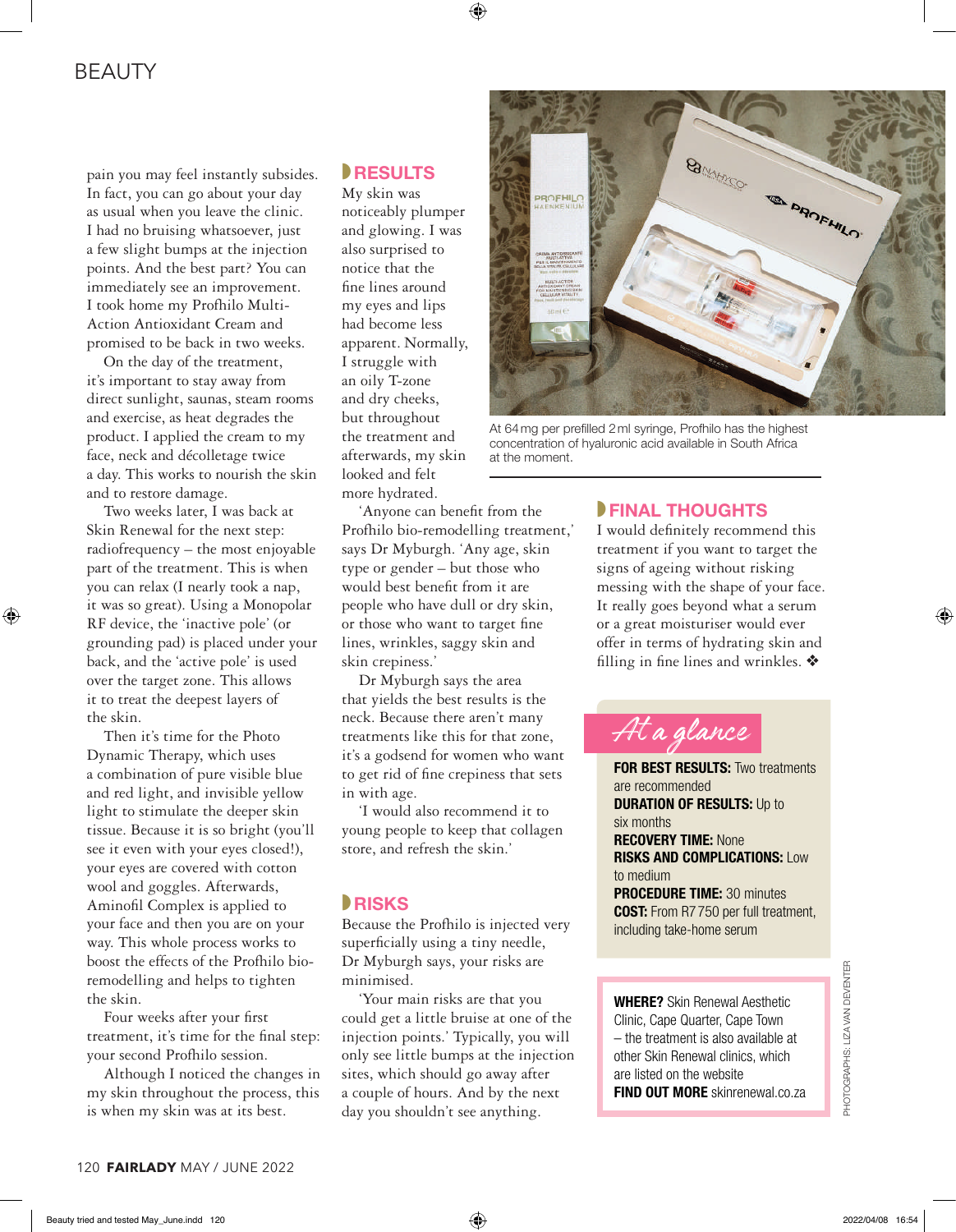pain you may feel instantly subsides. In fact, you can go about your day as usual when you leave the clinic. I had no bruising whatsoever, just a few slight bumps at the injection points. And the best part? You can immediately see an improvement. I took home my Profhilo Multi-Action Antioxidant Cream and promised to be back in two weeks.

On the day of the treatment, it's important to stay away from direct sunlight, saunas, steam rooms and exercise, as heat degrades the product. I applied the cream to my face, neck and décolletage twice a day. This works to nourish the skin and to restore damage.

Two weeks later, I was back at Skin Renewal for the next step: radiofrequency – the most enjoyable part of the treatment. This is when you can relax (I nearly took a nap, it was so great). Using a Monopolar RF device, the 'inactive pole' (or grounding pad) is placed under your back, and the 'active pole' is used over the target zone. This allows it to treat the deepest layers of the skin.

Then it's time for the Photo Dynamic Therapy, which uses a combination of pure visible blue and red light, and invisible yellow light to stimulate the deeper skin tissue. Because it is so bright (you'll see it even with your eyes closed!), your eyes are covered with cotton wool and goggles. Afterwards, Aminofil Complex is applied to your face and then you are on your way. This whole process works to boost the effects of the Profhilo bio-remodelling and helps to tighten the skin.

Four weeks after your first treatment, it's time for the final step: your second Profhilo session.

Although I noticed the changes in my skin throughout the process, this is when my skin was at its best.

## RESULTS

My skin was noticeably plumper and glowing. I was also surprised to notice that the fine lines around my eyes and lips had become less apparent. Normally, I struggle with an oily T-zone and dry cheeks, but throughout the treatment and afterwards, my skin looked and felt more hydrated.

'Anyone can benefit from the Profhilo bio-remodelling treatment,' says Dr Myburgh. 'Any age, skin type or gender – but those who would best benefit from it are people who have dull or dry skin, or those who want to target fine lines, wrinkles, saggy skin and skin crepiness.'

Dr Myburgh says the area that yields the best results is the neck. Because there aren't many treatments like this for that zone, it's a godsend for women who want to get rid of fine crepiness that sets in with age.

'I would also recommend it to young people to keep that collagen store, and refresh the skin.'

## RISKS

Because the Profhilo is injected very superficially using a tiny needle, Dr Myburgh says, your risks are minimised.

'Your main risks are that you could get a little bruise at one of the injection points.' Typically, you will only see little bumps at the injection sites, which should go away after a couple of hours. And by the next day you shouldn't see anything.

At 64 mg per prefilled 2 ml syringe, Profhilo has the highest concentration of hyaluronic acid available in South Africa at the moment.

## FINAL THOUGHTS

I would definitely recommend this treatment if you want to target the signs of ageing without risking messing with the shape of your face. It really goes beyond what a serum or a great moisturiser would ever offer in terms of hydrating skin and filling in fine lines and wrinkles. ❖

## At a glance

**FOR BEST RESULTS:** Two treatments are recommended
**DURATION OF RESULTS:** Up to six months
**RECOVERY TIME:** None
**RISKS AND COMPLICATIONS:** Low to medium
**PROCEDURE TIME:** 30 minutes
**COST:** From R7 750 per full treatment, including take-home serum

**WHERE?** Skin Renewal Aesthetic Clinic, Cape Quarter, Cape Town – the treatment is also available at other Skin Renewal clinics, which are listed on the website
**FIND OUT MORE** skinrenewal.co.za

PHOTOGRAPHS: LIZA VAN DEVENTER